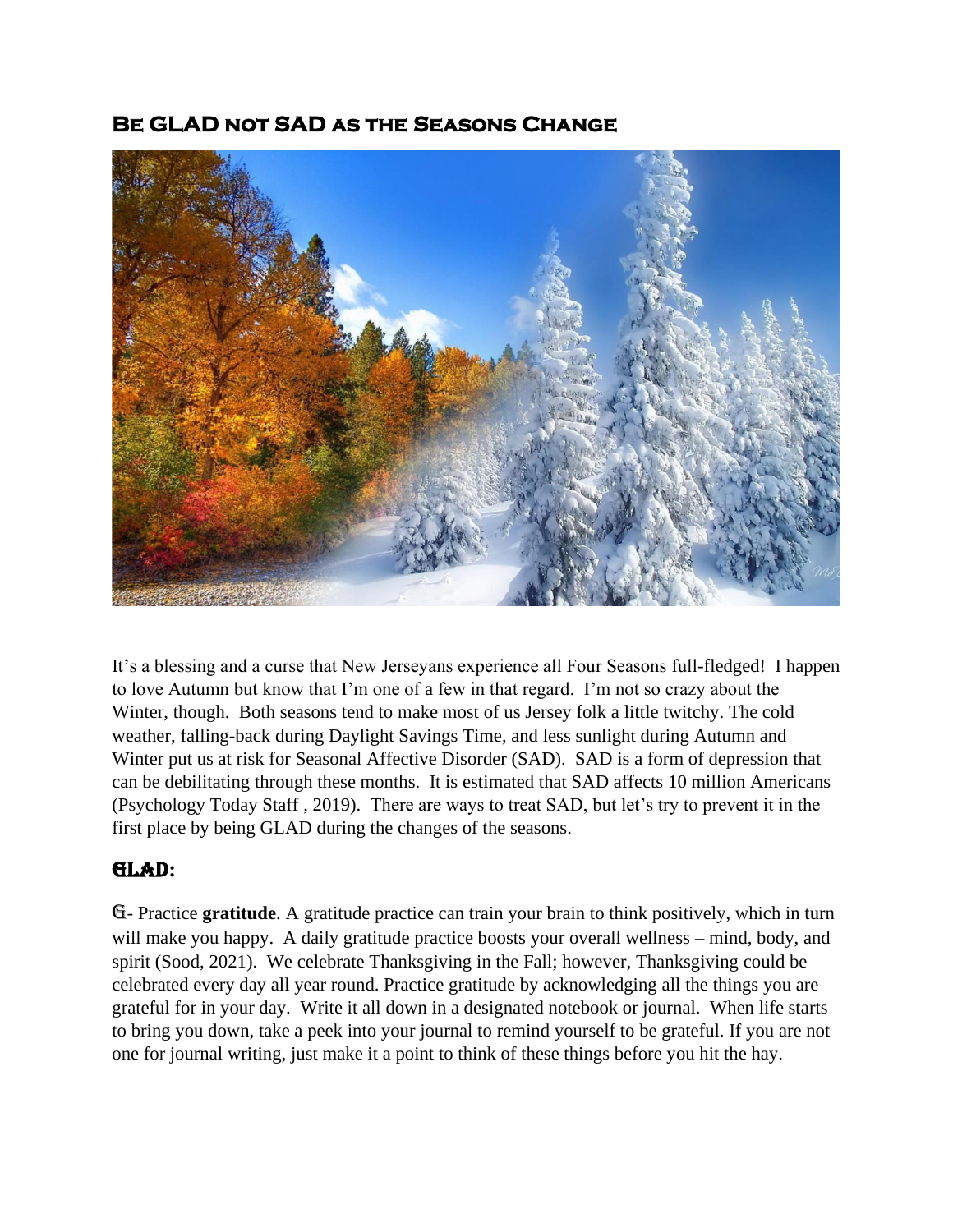## Be GLAD not SAD as the Seasons Change

It's a blessing and a curse that New Jerseyans experience all Four Seasons full-fledged! I happen to love Autumn but know that I'm one of a few in that regard. I'm not so crazy about the Winter, though. Both seasons tend to make most of us Jersey folk a little twitchy. The cold weather, falling-back during Daylight Savings Time, and less sunlight during Autumn and Winter put us at risk for Seasonal Affective Disorder (SAD). SAD is a form of depression that can be debilitating through these months. It is estimated that SAD affects 10 million Americans (Psychology Today Staff , 2019). There are ways to treat SAD, but let's try to prevent it in the first place by being GLAD during the changes of the seasons.

## GLAD:

G- Practice **gratitude**. A gratitude practice can train your brain to think positively, which in turn will make you happy. A daily gratitude practice boosts your overall wellness – mind, body, and spirit (Sood, 2021). We celebrate Thanksgiving in the Fall; however, Thanksgiving could be celebrated every day all year round. Practice gratitude by acknowledging all the things you are grateful for in your day. Write it all down in a designated notebook or journal. When life starts to bring you down, take a peek into your journal to remind yourself to be grateful. If you are not one for journal writing, just make it a point to think of these things before you hit the hay.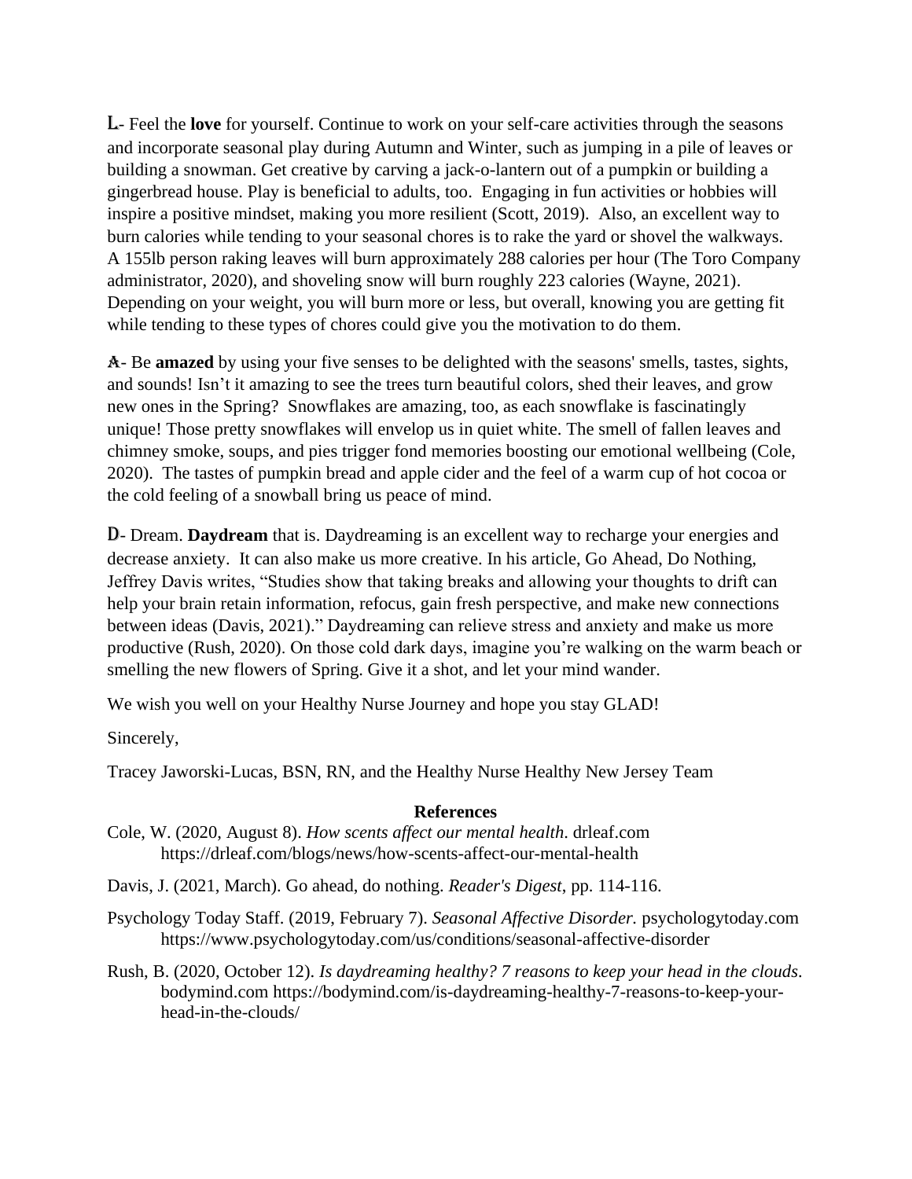**L**- Feel the **love** for yourself. Continue to work on your self-care activities through the seasons and incorporate seasonal play during Autumn and Winter, such as jumping in a pile of leaves or building a snowman. Get creative by carving a jack-o-lantern out of a pumpkin or building a gingerbread house. Play is beneficial to adults, too. Engaging in fun activities or hobbies will inspire a positive mindset, making you more resilient (Scott, 2019). Also, an excellent way to burn calories while tending to your seasonal chores is to rake the yard or shovel the walkways. A 155lb person raking leaves will burn approximately 288 calories per hour (The Toro Company administrator, 2020), and shoveling snow will burn roughly 223 calories (Wayne, 2021). Depending on your weight, you will burn more or less, but overall, knowing you are getting fit while tending to these types of chores could give you the motivation to do them.

**A**- Be **amazed** by using your five senses to be delighted with the seasons' smells, tastes, sights, and sounds! Isn't it amazing to see the trees turn beautiful colors, shed their leaves, and grow new ones in the Spring? Snowflakes are amazing, too, as each snowflake is fascinatingly unique! Those pretty snowflakes will envelop us in quiet white. The smell of fallen leaves and chimney smoke, soups, and pies trigger fond memories boosting our emotional wellbeing (Cole, 2020). The tastes of pumpkin bread and apple cider and the feel of a warm cup of hot cocoa or the cold feeling of a snowball bring us peace of mind.

**D**- Dream. **Daydream** that is. Daydreaming is an excellent way to recharge your energies and decrease anxiety. It can also make us more creative. In his article, Go Ahead, Do Nothing, Jeffrey Davis writes, "Studies show that taking breaks and allowing your thoughts to drift can help your brain retain information, refocus, gain fresh perspective, and make new connections between ideas (Davis, 2021)." Daydreaming can relieve stress and anxiety and make us more productive (Rush, 2020). On those cold dark days, imagine you're walking on the warm beach or smelling the new flowers of Spring. Give it a shot, and let your mind wander.

We wish you well on your Healthy Nurse Journey and hope you stay GLAD!

Sincerely,

Tracey Jaworski-Lucas, BSN, RN, and the Healthy Nurse Healthy New Jersey Team

## References

Cole, W. (2020, August 8). *How scents affect our mental health*. drleaf.com https://drleaf.com/blogs/news/how-scents-affect-our-mental-health

Davis, J. (2021, March). Go ahead, do nothing. *Reader's Digest*, pp. 114-116.

Psychology Today Staff. (2019, February 7). *Seasonal Affective Disorder.* psychologytoday.com https://www.psychologytoday.com/us/conditions/seasonal-affective-disorder

Rush, B. (2020, October 12). *Is daydreaming healthy? 7 reasons to keep your head in the clouds*. bodymind.com https://bodymind.com/is-daydreaming-healthy-7-reasons-to-keep-your-head-in-the-clouds/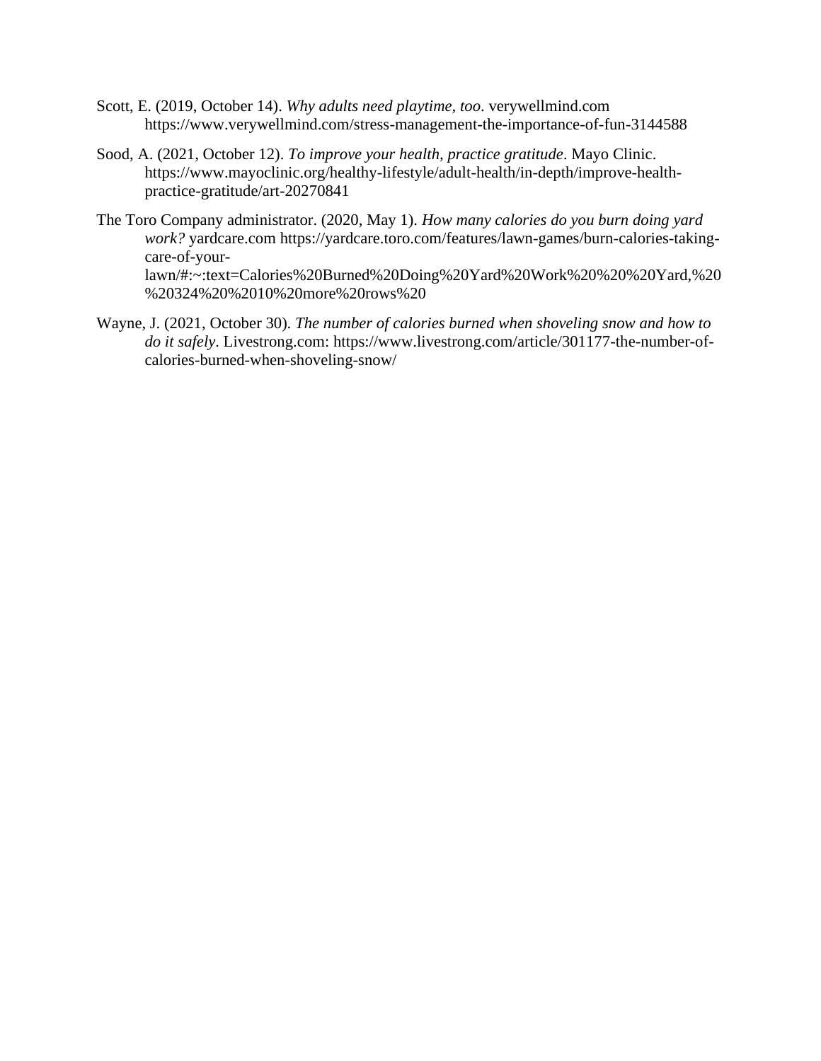Scott, E. (2019, October 14). *Why adults need playtime, too*. verywellmind.com https://www.verywellmind.com/stress-management-the-importance-of-fun-3144588

Sood, A. (2021, October 12). *To improve your health, practice gratitude*. Mayo Clinic. https://www.mayoclinic.org/healthy-lifestyle/adult-health/in-depth/improve-health-practice-gratitude/art-20270841

The Toro Company administrator. (2020, May 1). *How many calories do you burn doing yard work?* yardcare.com https://yardcare.toro.com/features/lawn-games/burn-calories-taking-care-of-your-lawn/#:~:text=Calories%20Burned%20Doing%20Yard%20Work%20%20%20Yard,%20%20324%20%2010%20more%20rows%20

Wayne, J. (2021, October 30). *The number of calories burned when shoveling snow and how to do it safely*. Livestrong.com: https://www.livestrong.com/article/301177-the-number-of-calories-burned-when-shoveling-snow/